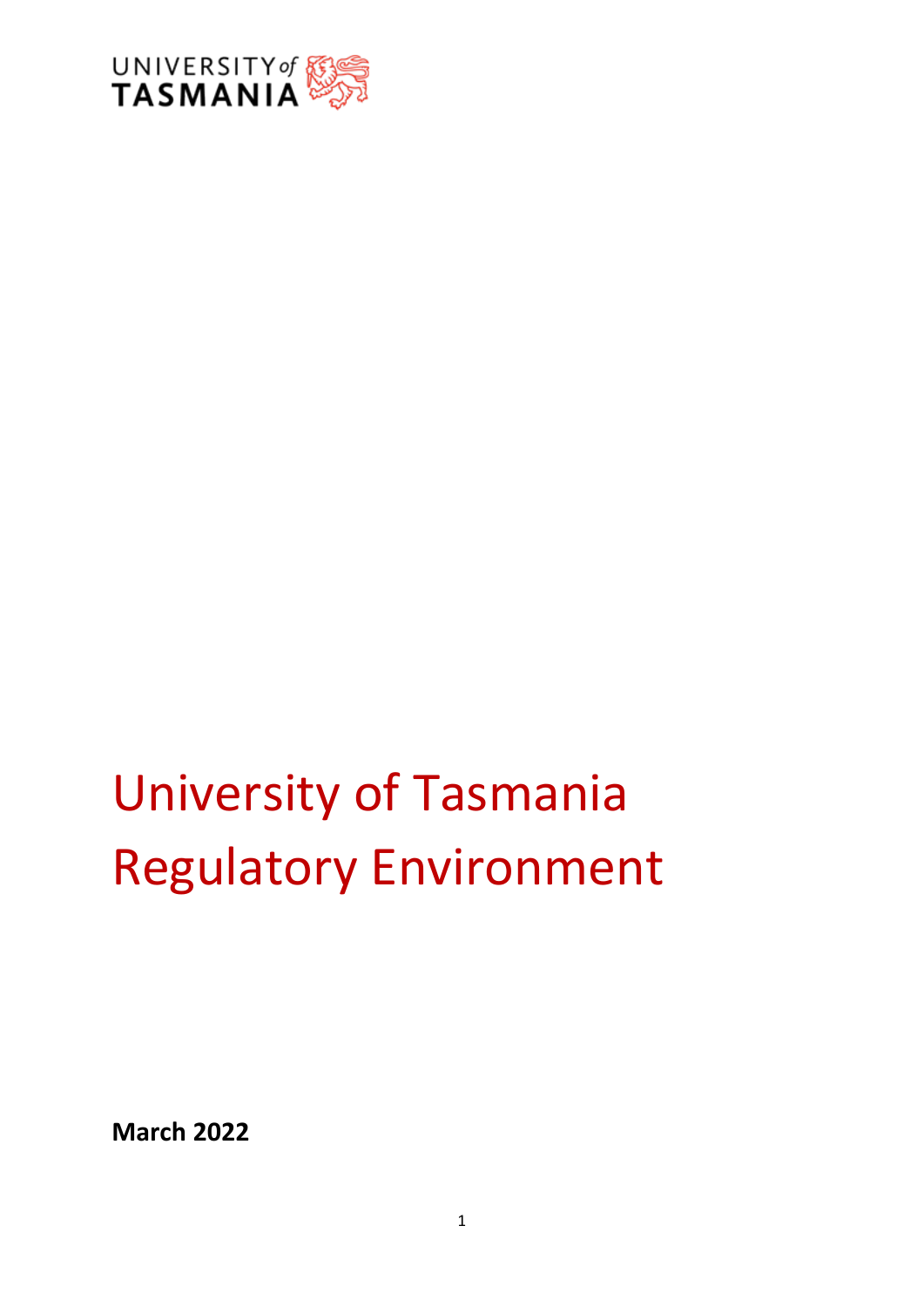# University of Tasmania Regulatory Environment

**March 2022**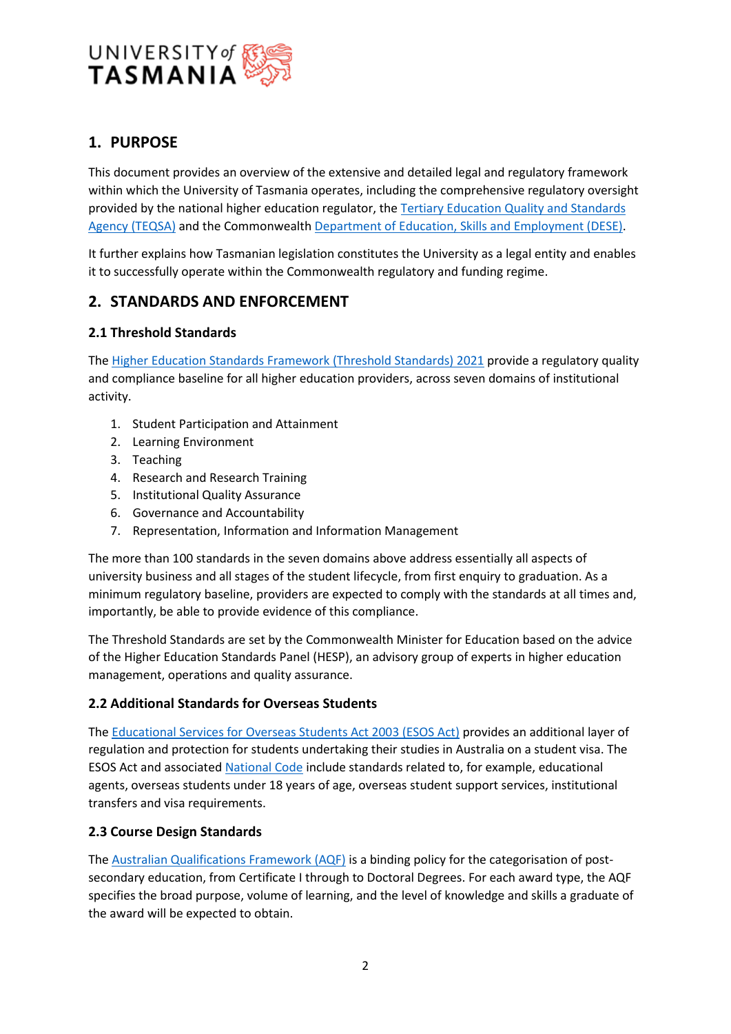## 1. PURPOSE

This document provides an overview of the extensive and detailed legal and regulatory framework within which the University of Tasmania operates, including the comprehensive regulatory oversight provided by the national higher education regulator, the Tertiary Education Quality and Standards Agency (TEQSA) and the Commonwealth Department of Education, Skills and Employment (DESE).

It further explains how Tasmanian legislation constitutes the University as a legal entity and enables it to successfully operate within the Commonwealth regulatory and funding regime.

## 2. STANDARDS AND ENFORCEMENT

### 2.1 Threshold Standards

The Higher Education Standards Framework (Threshold Standards) 2021 provide a regulatory quality and compliance baseline for all higher education providers, across seven domains of institutional activity.

1. Student Participation and Attainment
2. Learning Environment
3. Teaching
4. Research and Research Training
5. Institutional Quality Assurance
6. Governance and Accountability
7. Representation, Information and Information Management

The more than 100 standards in the seven domains above address essentially all aspects of university business and all stages of the student lifecycle, from first enquiry to graduation. As a minimum regulatory baseline, providers are expected to comply with the standards at all times and, importantly, be able to provide evidence of this compliance.

The Threshold Standards are set by the Commonwealth Minister for Education based on the advice of the Higher Education Standards Panel (HESP), an advisory group of experts in higher education management, operations and quality assurance.

### 2.2 Additional Standards for Overseas Students

The Educational Services for Overseas Students Act 2003 (ESOS Act) provides an additional layer of regulation and protection for students undertaking their studies in Australia on a student visa. The ESOS Act and associated National Code include standards related to, for example, educational agents, overseas students under 18 years of age, overseas student support services, institutional transfers and visa requirements.

### 2.3 Course Design Standards

The Australian Qualifications Framework (AQF) is a binding policy for the categorisation of post-secondary education, from Certificate I through to Doctoral Degrees. For each award type, the AQF specifies the broad purpose, volume of learning, and the level of knowledge and skills a graduate of the award will be expected to obtain.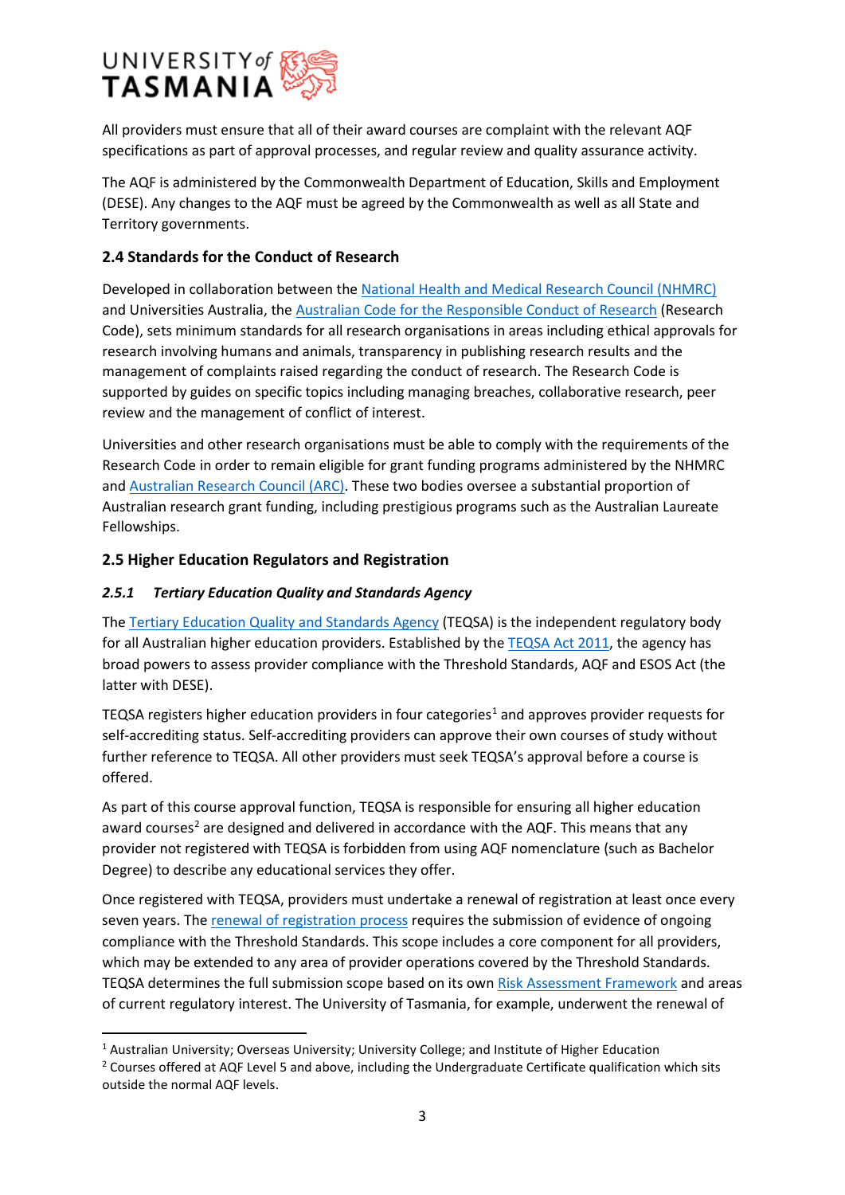All providers must ensure that all of their award courses are complaint with the relevant AQF specifications as part of approval processes, and regular review and quality assurance activity.

The AQF is administered by the Commonwealth Department of Education, Skills and Employment (DESE). Any changes to the AQF must be agreed by the Commonwealth as well as all State and Territory governments.

### 2.4 Standards for the Conduct of Research

Developed in collaboration between the National Health and Medical Research Council (NHMRC) and Universities Australia, the Australian Code for the Responsible Conduct of Research (Research Code), sets minimum standards for all research organisations in areas including ethical approvals for research involving humans and animals, transparency in publishing research results and the management of complaints raised regarding the conduct of research. The Research Code is supported by guides on specific topics including managing breaches, collaborative research, peer review and the management of conflict of interest.

Universities and other research organisations must be able to comply with the requirements of the Research Code in order to remain eligible for grant funding programs administered by the NHMRC and Australian Research Council (ARC). These two bodies oversee a substantial proportion of Australian research grant funding, including prestigious programs such as the Australian Laureate Fellowships.

### 2.5 Higher Education Regulators and Registration

#### *2.5.1 Tertiary Education Quality and Standards Agency*

The Tertiary Education Quality and Standards Agency (TEQSA) is the independent regulatory body for all Australian higher education providers. Established by the TEQSA Act 2011, the agency has broad powers to assess provider compliance with the Threshold Standards, AQF and ESOS Act (the latter with DESE).

TEQSA registers higher education providers in four categories[1] and approves provider requests for self-accrediting status. Self-accrediting providers can approve their own courses of study without further reference to TEQSA. All other providers must seek TEQSA's approval before a course is offered.

As part of this course approval function, TEQSA is responsible for ensuring all higher education award courses[2] are designed and delivered in accordance with the AQF. This means that any provider not registered with TEQSA is forbidden from using AQF nomenclature (such as Bachelor Degree) to describe any educational services they offer.

Once registered with TEQSA, providers must undertake a renewal of registration at least once every seven years. The renewal of registration process requires the submission of evidence of ongoing compliance with the Threshold Standards. This scope includes a core component for all providers, which may be extended to any area of provider operations covered by the Threshold Standards. TEQSA determines the full submission scope based on its own Risk Assessment Framework and areas of current regulatory interest. The University of Tasmania, for example, underwent the renewal of

---

[1] Australian University; Overseas University; University College; and Institute of Higher Education

[2] Courses offered at AQF Level 5 and above, including the Undergraduate Certificate qualification which sits outside the normal AQF levels.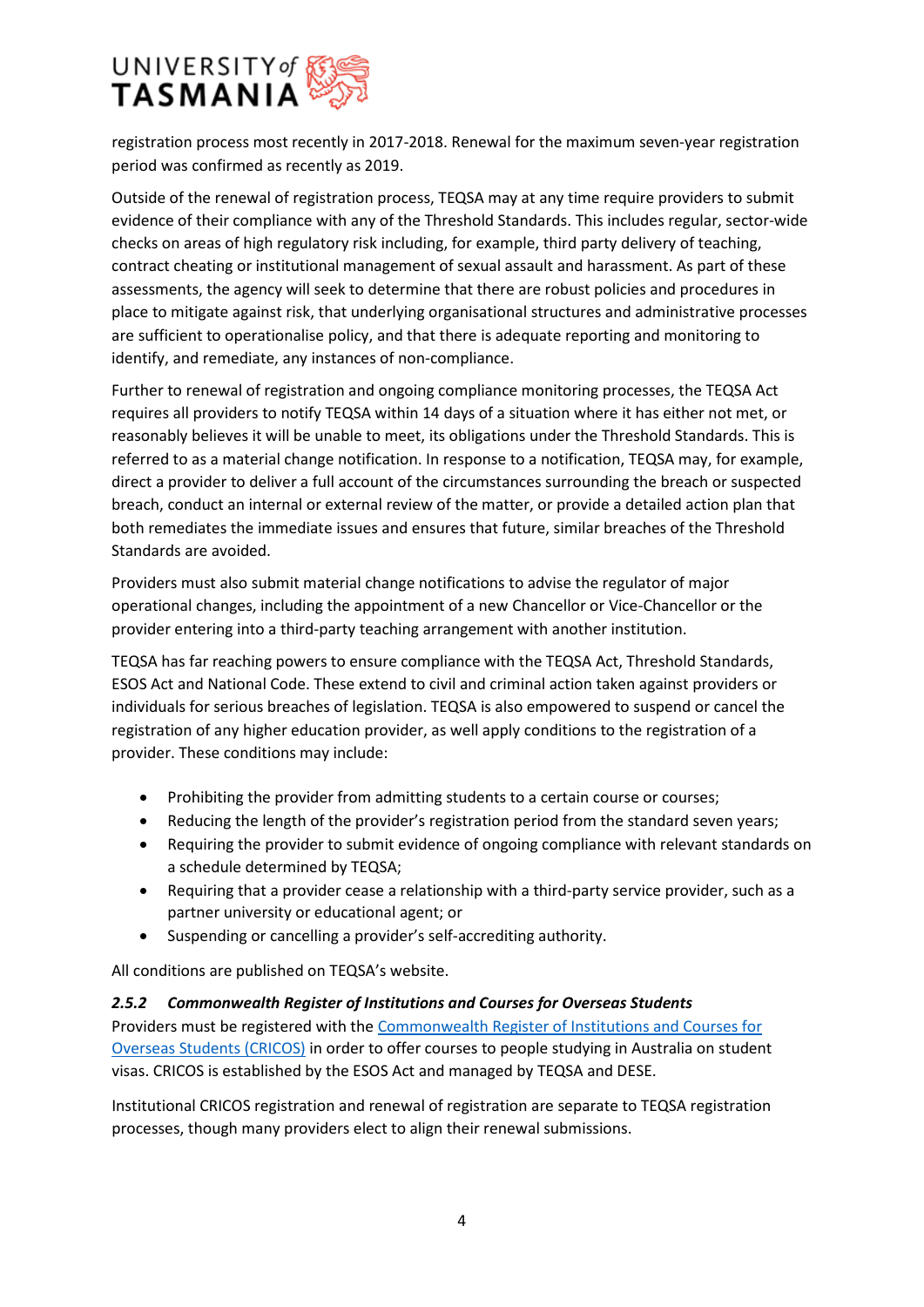registration process most recently in 2017-2018. Renewal for the maximum seven-year registration period was confirmed as recently as 2019.

Outside of the renewal of registration process, TEQSA may at any time require providers to submit evidence of their compliance with any of the Threshold Standards. This includes regular, sector-wide checks on areas of high regulatory risk including, for example, third party delivery of teaching, contract cheating or institutional management of sexual assault and harassment. As part of these assessments, the agency will seek to determine that there are robust policies and procedures in place to mitigate against risk, that underlying organisational structures and administrative processes are sufficient to operationalise policy, and that there is adequate reporting and monitoring to identify, and remediate, any instances of non-compliance.

Further to renewal of registration and ongoing compliance monitoring processes, the TEQSA Act requires all providers to notify TEQSA within 14 days of a situation where it has either not met, or reasonably believes it will be unable to meet, its obligations under the Threshold Standards. This is referred to as a material change notification. In response to a notification, TEQSA may, for example, direct a provider to deliver a full account of the circumstances surrounding the breach or suspected breach, conduct an internal or external review of the matter, or provide a detailed action plan that both remediates the immediate issues and ensures that future, similar breaches of the Threshold Standards are avoided.

Providers must also submit material change notifications to advise the regulator of major operational changes, including the appointment of a new Chancellor or Vice-Chancellor or the provider entering into a third-party teaching arrangement with another institution.

TEQSA has far reaching powers to ensure compliance with the TEQSA Act, Threshold Standards, ESOS Act and National Code. These extend to civil and criminal action taken against providers or individuals for serious breaches of legislation. TEQSA is also empowered to suspend or cancel the registration of any higher education provider, as well apply conditions to the registration of a provider. These conditions may include:

- Prohibiting the provider from admitting students to a certain course or courses;
- Reducing the length of the provider's registration period from the standard seven years;
- Requiring the provider to submit evidence of ongoing compliance with relevant standards on a schedule determined by TEQSA;
- Requiring that a provider cease a relationship with a third-party service provider, such as a partner university or educational agent; or
- Suspending or cancelling a provider's self-accrediting authority.

All conditions are published on TEQSA's website.

### *2.5.2 Commonwealth Register of Institutions and Courses for Overseas Students*

Providers must be registered with the Commonwealth Register of Institutions and Courses for Overseas Students (CRICOS) in order to offer courses to people studying in Australia on student visas. CRICOS is established by the ESOS Act and managed by TEQSA and DESE.

Institutional CRICOS registration and renewal of registration are separate to TEQSA registration processes, though many providers elect to align their renewal submissions.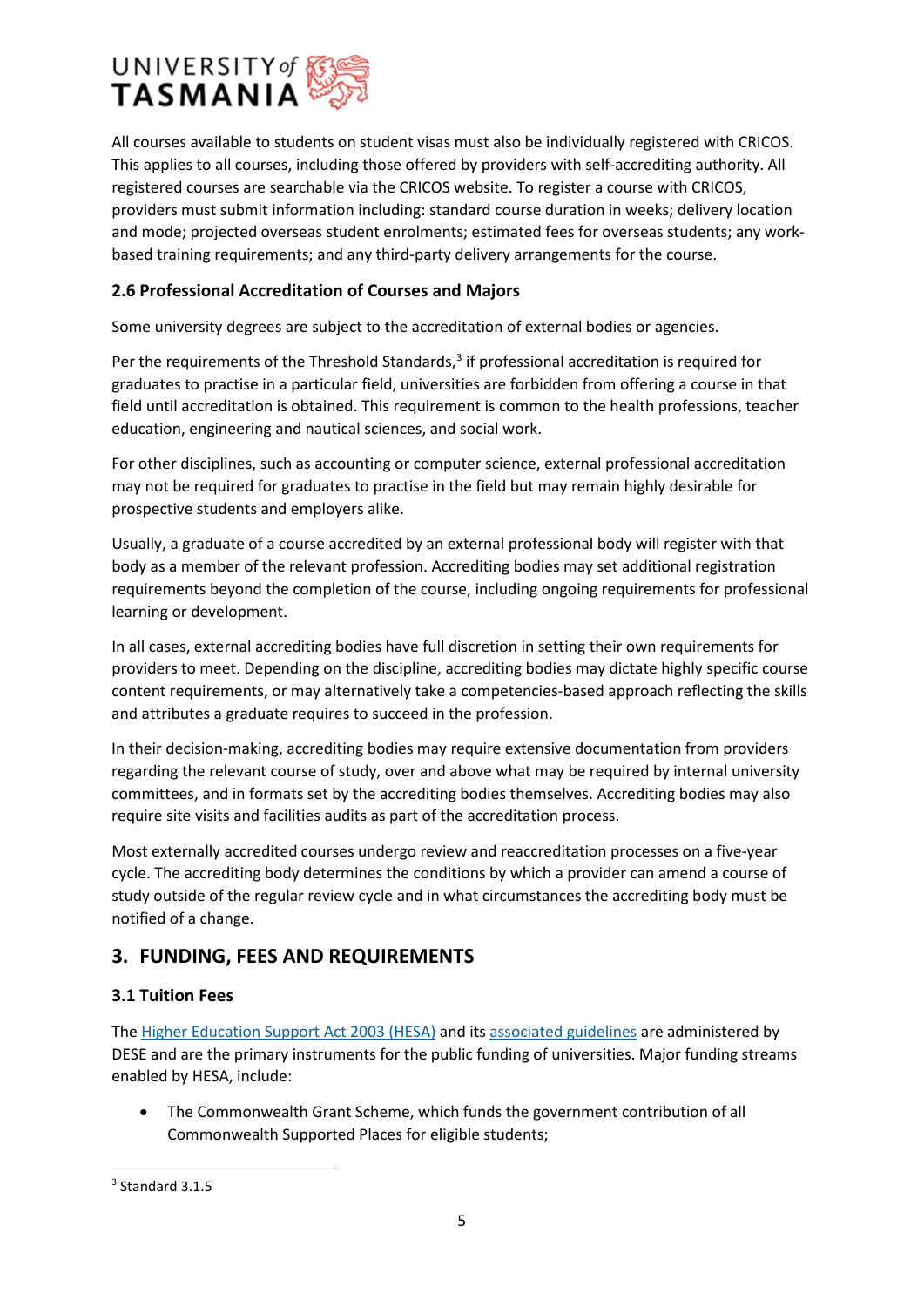All courses available to students on student visas must also be individually registered with CRICOS. This applies to all courses, including those offered by providers with self-accrediting authority. All registered courses are searchable via the CRICOS website. To register a course with CRICOS, providers must submit information including: standard course duration in weeks; delivery location and mode; projected overseas student enrolments; estimated fees for overseas students; any work-based training requirements; and any third-party delivery arrangements for the course.

### 2.6 Professional Accreditation of Courses and Majors

Some university degrees are subject to the accreditation of external bodies or agencies.

Per the requirements of the Threshold Standards,[3] if professional accreditation is required for graduates to practise in a particular field, universities are forbidden from offering a course in that field until accreditation is obtained. This requirement is common to the health professions, teacher education, engineering and nautical sciences, and social work.

For other disciplines, such as accounting or computer science, external professional accreditation may not be required for graduates to practise in the field but may remain highly desirable for prospective students and employers alike.

Usually, a graduate of a course accredited by an external professional body will register with that body as a member of the relevant profession. Accrediting bodies may set additional registration requirements beyond the completion of the course, including ongoing requirements for professional learning or development.

In all cases, external accrediting bodies have full discretion in setting their own requirements for providers to meet. Depending on the discipline, accrediting bodies may dictate highly specific course content requirements, or may alternatively take a competencies-based approach reflecting the skills and attributes a graduate requires to succeed in the profession.

In their decision-making, accrediting bodies may require extensive documentation from providers regarding the relevant course of study, over and above what may be required by internal university committees, and in formats set by the accrediting bodies themselves. Accrediting bodies may also require site visits and facilities audits as part of the accreditation process.

Most externally accredited courses undergo review and reaccreditation processes on a five-year cycle. The accrediting body determines the conditions by which a provider can amend a course of study outside of the regular review cycle and in what circumstances the accrediting body must be notified of a change.

## 3. FUNDING, FEES AND REQUIREMENTS

### 3.1 Tuition Fees

The Higher Education Support Act 2003 (HESA) and its associated guidelines are administered by DESE and are the primary instruments for the public funding of universities. Major funding streams enabled by HESA, include:

- The Commonwealth Grant Scheme, which funds the government contribution of all Commonwealth Supported Places for eligible students;

[3] Standard 3.1.5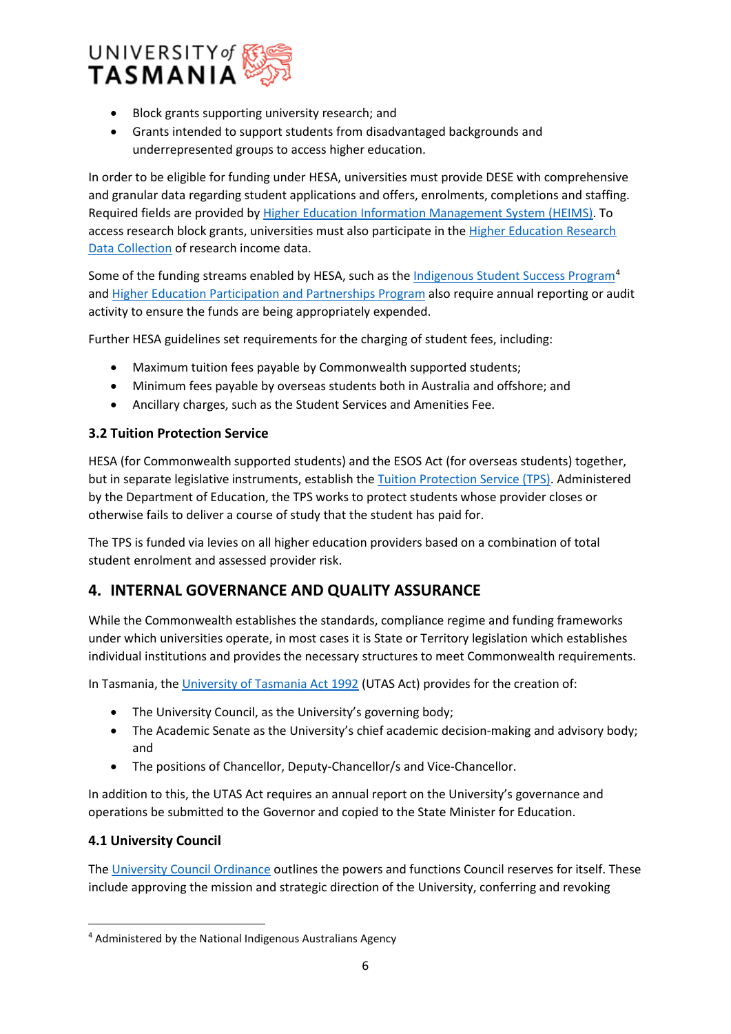- Block grants supporting university research; and
- Grants intended to support students from disadvantaged backgrounds and underrepresented groups to access higher education.

In order to be eligible for funding under HESA, universities must provide DESE with comprehensive and granular data regarding student applications and offers, enrolments, completions and staffing. Required fields are provided by Higher Education Information Management System (HEIMS). To access research block grants, universities must also participate in the Higher Education Research Data Collection of research income data.

Some of the funding streams enabled by HESA, such as the Indigenous Student Success Program[4] and Higher Education Participation and Partnerships Program also require annual reporting or audit activity to ensure the funds are being appropriately expended.

Further HESA guidelines set requirements for the charging of student fees, including:

- Maximum tuition fees payable by Commonwealth supported students;
- Minimum fees payable by overseas students both in Australia and offshore; and
- Ancillary charges, such as the Student Services and Amenities Fee.

### 3.2 Tuition Protection Service

HESA (for Commonwealth supported students) and the ESOS Act (for overseas students) together, but in separate legislative instruments, establish the Tuition Protection Service (TPS). Administered by the Department of Education, the TPS works to protect students whose provider closes or otherwise fails to deliver a course of study that the student has paid for.

The TPS is funded via levies on all higher education providers based on a combination of total student enrolment and assessed provider risk.

## 4. INTERNAL GOVERNANCE AND QUALITY ASSURANCE

While the Commonwealth establishes the standards, compliance regime and funding frameworks under which universities operate, in most cases it is State or Territory legislation which establishes individual institutions and provides the necessary structures to meet Commonwealth requirements.

In Tasmania, the University of Tasmania Act 1992 (UTAS Act) provides for the creation of:

- The University Council, as the University's governing body;
- The Academic Senate as the University's chief academic decision-making and advisory body; and
- The positions of Chancellor, Deputy-Chancellor/s and Vice-Chancellor.

In addition to this, the UTAS Act requires an annual report on the University's governance and operations be submitted to the Governor and copied to the State Minister for Education.

### 4.1 University Council

The University Council Ordinance outlines the powers and functions Council reserves for itself. These include approving the mission and strategic direction of the University, conferring and revoking

[4] Administered by the National Indigenous Australians Agency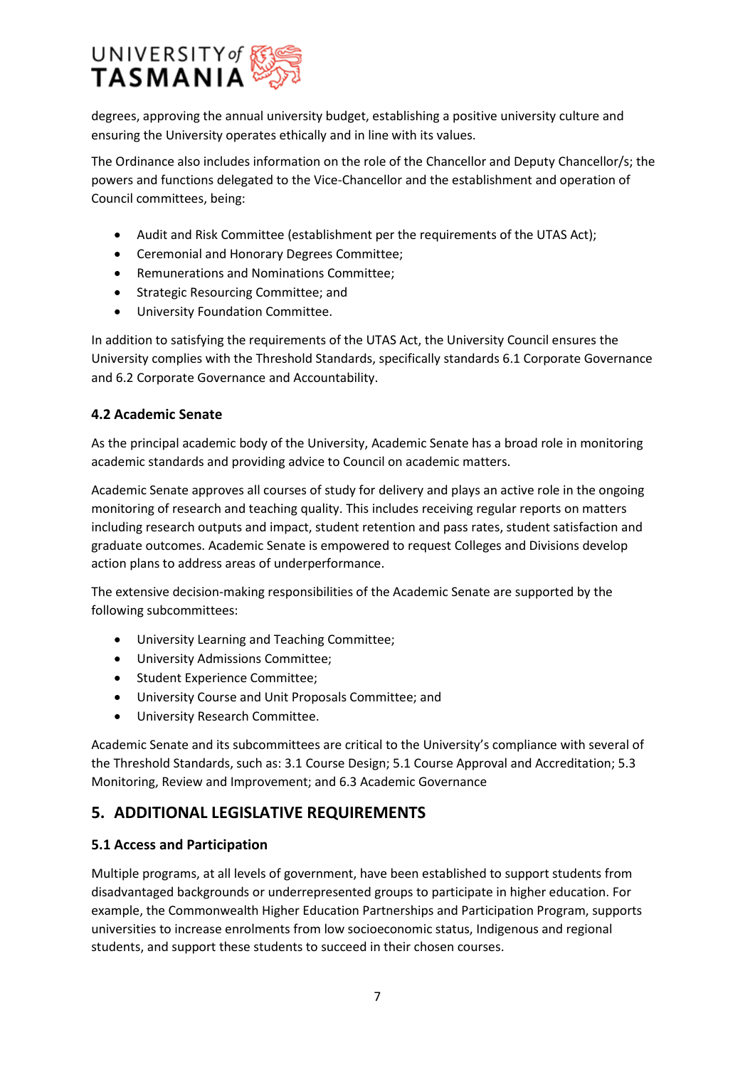degrees, approving the annual university budget, establishing a positive university culture and ensuring the University operates ethically and in line with its values.

The Ordinance also includes information on the role of the Chancellor and Deputy Chancellor/s; the powers and functions delegated to the Vice-Chancellor and the establishment and operation of Council committees, being:

- Audit and Risk Committee (establishment per the requirements of the UTAS Act);
- Ceremonial and Honorary Degrees Committee;
- Remunerations and Nominations Committee;
- Strategic Resourcing Committee; and
- University Foundation Committee.

In addition to satisfying the requirements of the UTAS Act, the University Council ensures the University complies with the Threshold Standards, specifically standards 6.1 Corporate Governance and 6.2 Corporate Governance and Accountability.

### 4.2 Academic Senate

As the principal academic body of the University, Academic Senate has a broad role in monitoring academic standards and providing advice to Council on academic matters.

Academic Senate approves all courses of study for delivery and plays an active role in the ongoing monitoring of research and teaching quality. This includes receiving regular reports on matters including research outputs and impact, student retention and pass rates, student satisfaction and graduate outcomes. Academic Senate is empowered to request Colleges and Divisions develop action plans to address areas of underperformance.

The extensive decision-making responsibilities of the Academic Senate are supported by the following subcommittees:

- University Learning and Teaching Committee;
- University Admissions Committee;
- Student Experience Committee;
- University Course and Unit Proposals Committee; and
- University Research Committee.

Academic Senate and its subcommittees are critical to the University's compliance with several of the Threshold Standards, such as: 3.1 Course Design; 5.1 Course Approval and Accreditation; 5.3 Monitoring, Review and Improvement; and 6.3 Academic Governance

## 5. ADDITIONAL LEGISLATIVE REQUIREMENTS

### 5.1 Access and Participation

Multiple programs, at all levels of government, have been established to support students from disadvantaged backgrounds or underrepresented groups to participate in higher education. For example, the Commonwealth Higher Education Partnerships and Participation Program, supports universities to increase enrolments from low socioeconomic status, Indigenous and regional students, and support these students to succeed in their chosen courses.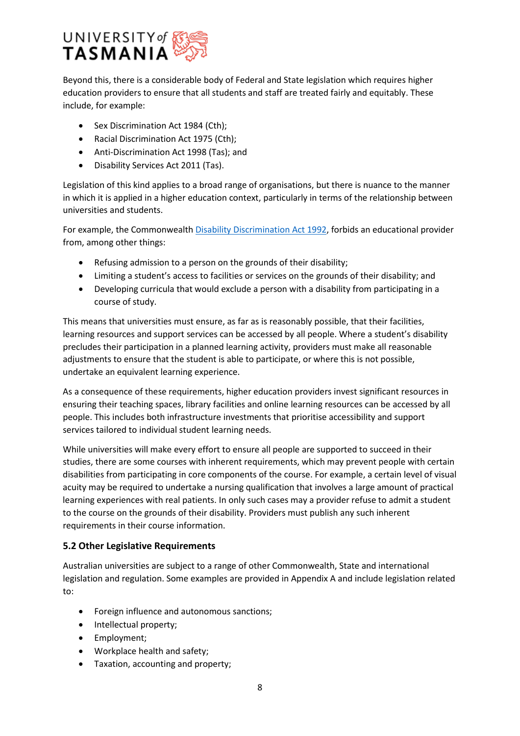Beyond this, there is a considerable body of Federal and State legislation which requires higher education providers to ensure that all students and staff are treated fairly and equitably. These include, for example:

- Sex Discrimination Act 1984 (Cth);
- Racial Discrimination Act 1975 (Cth);
- Anti-Discrimination Act 1998 (Tas); and
- Disability Services Act 2011 (Tas).

Legislation of this kind applies to a broad range of organisations, but there is nuance to the manner in which it is applied in a higher education context, particularly in terms of the relationship between universities and students.

For example, the Commonwealth Disability Discrimination Act 1992, forbids an educational provider from, among other things:

- Refusing admission to a person on the grounds of their disability;
- Limiting a student's access to facilities or services on the grounds of their disability; and
- Developing curricula that would exclude a person with a disability from participating in a course of study.

This means that universities must ensure, as far as is reasonably possible, that their facilities, learning resources and support services can be accessed by all people. Where a student's disability precludes their participation in a planned learning activity, providers must make all reasonable adjustments to ensure that the student is able to participate, or where this is not possible, undertake an equivalent learning experience.

As a consequence of these requirements, higher education providers invest significant resources in ensuring their teaching spaces, library facilities and online learning resources can be accessed by all people. This includes both infrastructure investments that prioritise accessibility and support services tailored to individual student learning needs.

While universities will make every effort to ensure all people are supported to succeed in their studies, there are some courses with inherent requirements, which may prevent people with certain disabilities from participating in core components of the course. For example, a certain level of visual acuity may be required to undertake a nursing qualification that involves a large amount of practical learning experiences with real patients. In only such cases may a provider refuse to admit a student to the course on the grounds of their disability. Providers must publish any such inherent requirements in their course information.

### 5.2 Other Legislative Requirements

Australian universities are subject to a range of other Commonwealth, State and international legislation and regulation. Some examples are provided in Appendix A and include legislation related to:

- Foreign influence and autonomous sanctions;
- Intellectual property;
- Employment;
- Workplace health and safety;
- Taxation, accounting and property;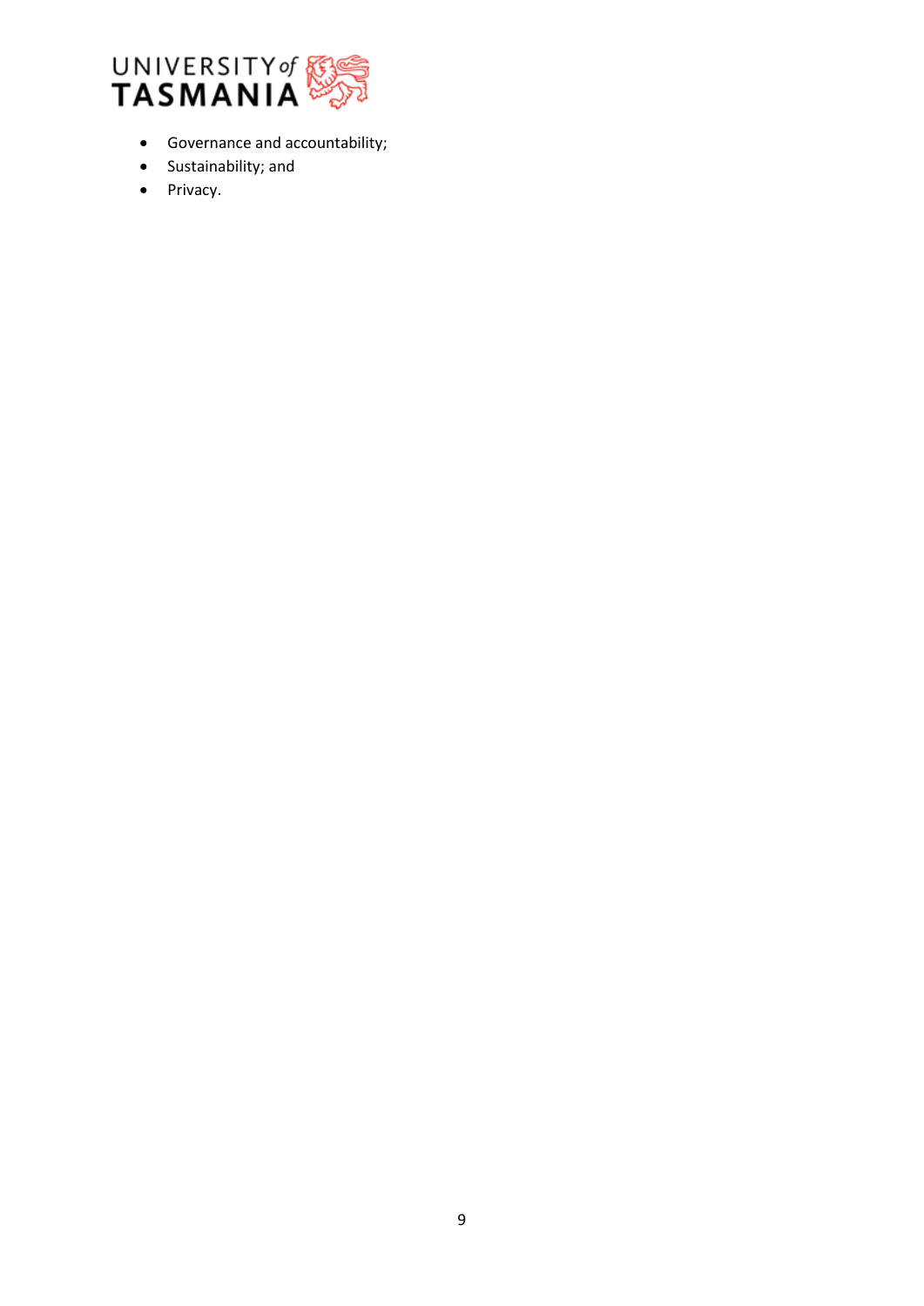- Governance and accountability;
- Sustainability; and
- Privacy.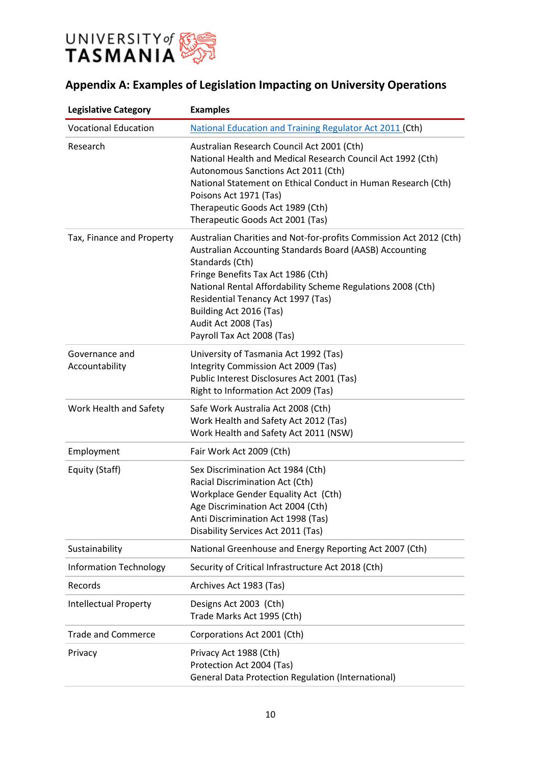## Appendix A: Examples of Legislation Impacting on University Operations

| Legislative Category | Examples |
|---|---|
| Vocational Education | National Education and Training Regulator Act 2011 (Cth) |
| Research | Australian Research Council Act 2001 (Cth)<br>National Health and Medical Research Council Act 1992 (Cth)<br>Autonomous Sanctions Act 2011 (Cth)<br>National Statement on Ethical Conduct in Human Research (Cth)<br>Poisons Act 1971 (Tas)<br>Therapeutic Goods Act 1989 (Cth)<br>Therapeutic Goods Act 2001 (Tas) |
| Tax, Finance and Property | Australian Charities and Not-for-profits Commission Act 2012 (Cth)<br>Australian Accounting Standards Board (AASB) Accounting Standards (Cth)<br>Fringe Benefits Tax Act 1986 (Cth)<br>National Rental Affordability Scheme Regulations 2008 (Cth)<br>Residential Tenancy Act 1997 (Tas)<br>Building Act 2016 (Tas)<br>Audit Act 2008 (Tas)<br>Payroll Tax Act 2008 (Tas) |
| Governance and Accountability | University of Tasmania Act 1992 (Tas)<br>Integrity Commission Act 2009 (Tas)<br>Public Interest Disclosures Act 2001 (Tas)<br>Right to Information Act 2009 (Tas) |
| Work Health and Safety | Safe Work Australia Act 2008 (Cth)<br>Work Health and Safety Act 2012 (Tas)<br>Work Health and Safety Act 2011 (NSW) |
| Employment | Fair Work Act 2009 (Cth) |
| Equity (Staff) | Sex Discrimination Act 1984 (Cth)<br>Racial Discrimination Act (Cth)<br>Workplace Gender Equality Act (Cth)<br>Age Discrimination Act 2004 (Cth)<br>Anti Discrimination Act 1998 (Tas)<br>Disability Services Act 2011 (Tas) |
| Sustainability | National Greenhouse and Energy Reporting Act 2007 (Cth) |
| Information Technology | Security of Critical Infrastructure Act 2018 (Cth) |
| Records | Archives Act 1983 (Tas) |
| Intellectual Property | Designs Act 2003 (Cth)<br>Trade Marks Act 1995 (Cth) |
| Trade and Commerce | Corporations Act 2001 (Cth) |
| Privacy | Privacy Act 1988 (Cth)<br>Protection Act 2004 (Tas)<br>General Data Protection Regulation (International) |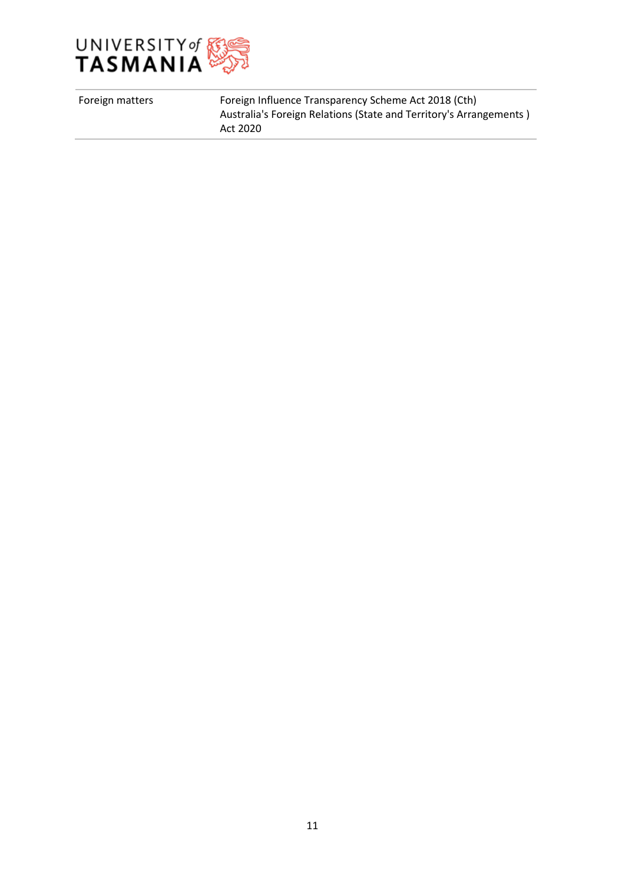| | |
|---|---|
| Foreign matters | Foreign Influence Transparency Scheme Act 2018 (Cth)<br>Australia's Foreign Relations (State and Territory's Arrangements ) Act 2020 |